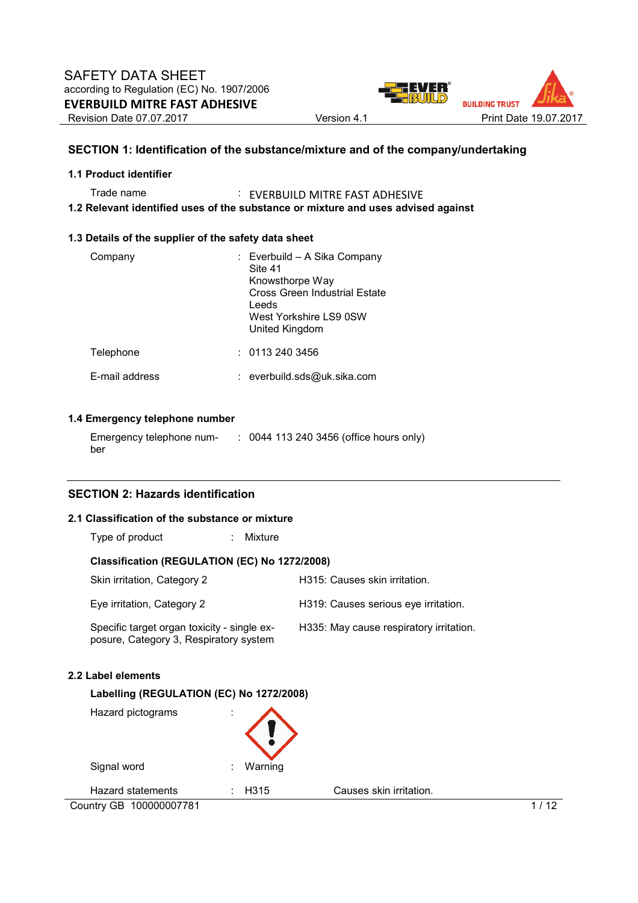SAFETY DATA SHEET
according to Regulation (EC) No. 1907/2006
**EVERBUILD MITRE FAST ADHESIVE**

Revision Date 07.07.2017 | Version 4.1 | Print Date 19.07.2017

## SECTION 1: Identification of the substance/mixture and of the company/undertaking

### 1.1 Product identifier

Trade name : EVERBUILD MITRE FAST ADHESIVE

### 1.2 Relevant identified uses of the substance or mixture and uses advised against

### 1.3 Details of the supplier of the safety data sheet

Company : Everbuild – A Sika Company
Site 41
Knowsthorpe Way
Cross Green Industrial Estate
Leeds
West Yorkshire LS9 0SW
United Kingdom

Telephone : 0113 240 3456

E-mail address : everbuild.sds@uk.sika.com

### 1.4 Emergency telephone number

Emergency telephone number : 0044 113 240 3456 (office hours only)

## SECTION 2: Hazards identification

### 2.1 Classification of the substance or mixture

Type of product : Mixture

**Classification (REGULATION (EC) No 1272/2008)**

| | |
|---|---|
| Skin irritation, Category 2 | H315: Causes skin irritation. |
| Eye irritation, Category 2 | H319: Causes serious eye irritation. |
| Specific target organ toxicity - single exposure, Category 3, Respiratory system | H335: May cause respiratory irritation. |

### 2.2 Label elements

**Labelling (REGULATION (EC) No 1272/2008)**

Hazard pictograms :

Signal word : Warning

Hazard statements : H315 Causes skin irritation.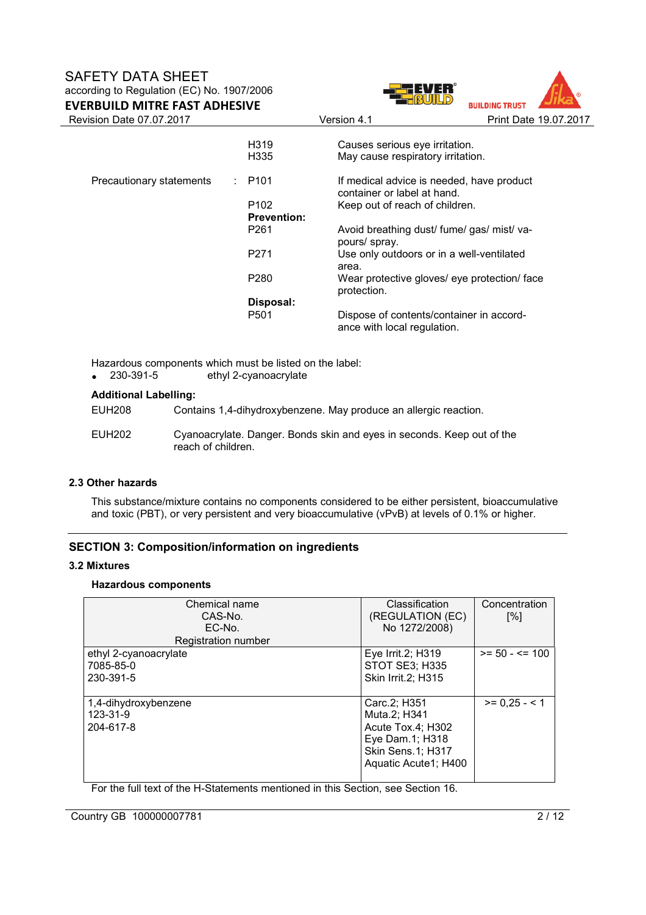| | | | |
|---|---|---|---|
| | | H319 | Causes serious eye irritation. |
| | | H335 | May cause respiratory irritation. |
| Precautionary statements | : | P101 | If medical advice is needed, have product container or label at hand. |
| | | P102 | Keep out of reach of children. |
| | | **Prevention:** | |
| | | P261 | Avoid breathing dust/ fume/ gas/ mist/ vapours/ spray. |
| | | P271 | Use only outdoors or in a well-ventilated area. |
| | | P280 | Wear protective gloves/ eye protection/ face protection. |
| | | **Disposal:** | |
| | | P501 | Dispose of contents/container in accordance with local regulation. |

Hazardous components which must be listed on the label:

- 230-391-5 ethyl 2-cyanoacrylate

**Additional Labelling:**

EUH208 Contains 1,4-dihydroxybenzene. May produce an allergic reaction.

EUH202 Cyanoacrylate. Danger. Bonds skin and eyes in seconds. Keep out of the reach of children.

### 2.3 Other hazards

This substance/mixture contains no components considered to be either persistent, bioaccumulative and toxic (PBT), or very persistent and very bioaccumulative (vPvB) at levels of 0.1% or higher.

## SECTION 3: Composition/information on ingredients

### 3.2 Mixtures

**Hazardous components**

| Chemical name<br>CAS-No.<br>EC-No.<br>Registration number | Classification (REGULATION (EC) No 1272/2008) | Concentration [%] |
|---|---|---|
| ethyl 2-cyanoacrylate<br>7085-85-0<br>230-391-5 | Eye Irrit.2; H319<br>STOT SE3; H335<br>Skin Irrit.2; H315 | >= 50 - <= 100 |
| 1,4-dihydroxybenzene<br>123-31-9<br>204-617-8 | Carc.2; H351<br>Muta.2; H341<br>Acute Tox.4; H302<br>Eye Dam.1; H318<br>Skin Sens.1; H317<br>Aquatic Acute1; H400 | >= 0,25 - < 1 |

For the full text of the H-Statements mentioned in this Section, see Section 16.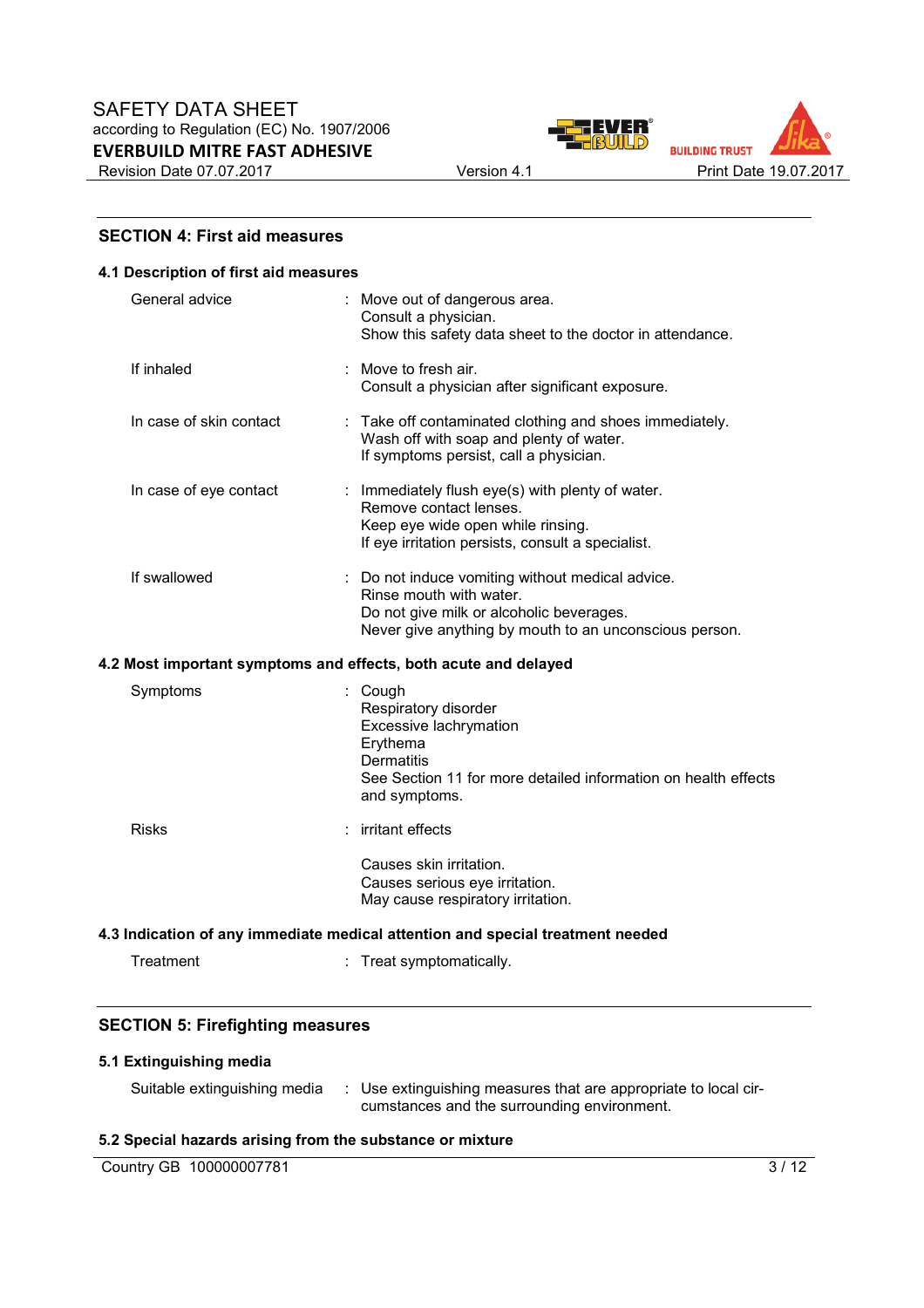## SECTION 4: First aid measures

### 4.1 Description of first aid measures

| | |
|---|---|
| General advice | : Move out of dangerous area.<br>Consult a physician.<br>Show this safety data sheet to the doctor in attendance. |
| If inhaled | : Move to fresh air.<br>Consult a physician after significant exposure. |
| In case of skin contact | : Take off contaminated clothing and shoes immediately.<br>Wash off with soap and plenty of water.<br>If symptoms persist, call a physician. |
| In case of eye contact | : Immediately flush eye(s) with plenty of water.<br>Remove contact lenses.<br>Keep eye wide open while rinsing.<br>If eye irritation persists, consult a specialist. |
| If swallowed | : Do not induce vomiting without medical advice.<br>Rinse mouth with water.<br>Do not give milk or alcoholic beverages.<br>Never give anything by mouth to an unconscious person. |

### 4.2 Most important symptoms and effects, both acute and delayed

| | |
|---|---|
| Symptoms | : Cough<br>Respiratory disorder<br>Excessive lachrymation<br>Erythema<br>Dermatitis<br>See Section 11 for more detailed information on health effects and symptoms. |
| Risks | : irritant effects<br><br>Causes skin irritation.<br>Causes serious eye irritation.<br>May cause respiratory irritation. |

### 4.3 Indication of any immediate medical attention and special treatment needed

| | |
|---|---|
| Treatment | : Treat symptomatically. |

## SECTION 5: Firefighting measures

### 5.1 Extinguishing media

| | |
|---|---|
| Suitable extinguishing media | : Use extinguishing measures that are appropriate to local circumstances and the surrounding environment. |

### 5.2 Special hazards arising from the substance or mixture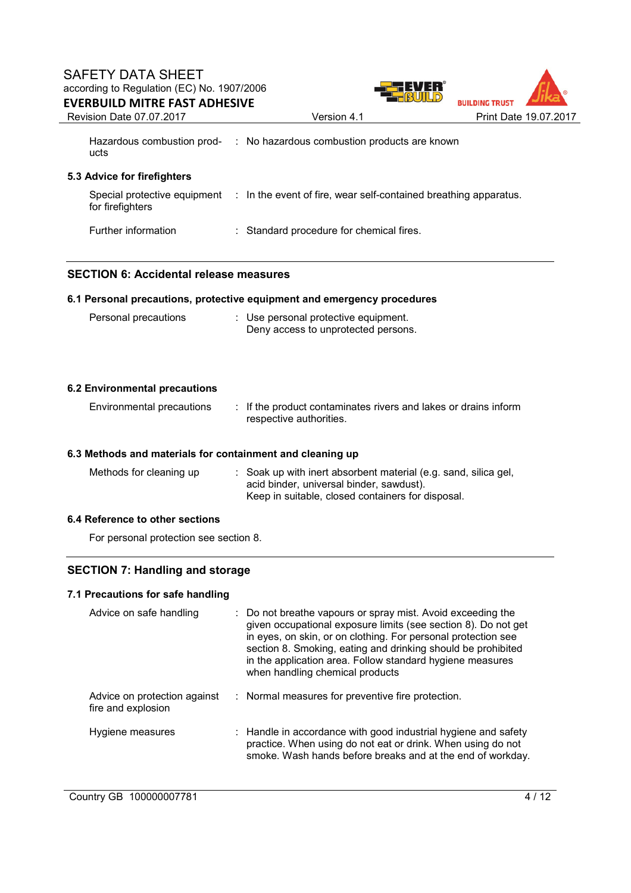| | | |
|---|---|---|
| Hazardous combustion products | : | No hazardous combustion products are known |

### 5.3 Advice for firefighters

| | | |
|---|---|---|
| Special protective equipment for firefighters | : | In the event of fire, wear self-contained breathing apparatus. |
| Further information | : | Standard procedure for chemical fires. |

## SECTION 6: Accidental release measures

### 6.1 Personal precautions, protective equipment and emergency procedures

| | | |
|---|---|---|
| Personal precautions | : | Use personal protective equipment.<br>Deny access to unprotected persons. |

### 6.2 Environmental precautions

| | | |
|---|---|---|
| Environmental precautions | : | If the product contaminates rivers and lakes or drains inform respective authorities. |

### 6.3 Methods and materials for containment and cleaning up

| | | |
|---|---|---|
| Methods for cleaning up | : | Soak up with inert absorbent material (e.g. sand, silica gel, acid binder, universal binder, sawdust).<br>Keep in suitable, closed containers for disposal. |

### 6.4 Reference to other sections

For personal protection see section 8.

## SECTION 7: Handling and storage

### 7.1 Precautions for safe handling

| | | |
|---|---|---|
| Advice on safe handling | : | Do not breathe vapours or spray mist. Avoid exceeding the given occupational exposure limits (see section 8). Do not get in eyes, on skin, or on clothing. For personal protection see section 8. Smoking, eating and drinking should be prohibited in the application area. Follow standard hygiene measures when handling chemical products |
| Advice on protection against fire and explosion | : | Normal measures for preventive fire protection. |
| Hygiene measures | : | Handle in accordance with good industrial hygiene and safety practice. When using do not eat or drink. When using do not smoke. Wash hands before breaks and at the end of workday. |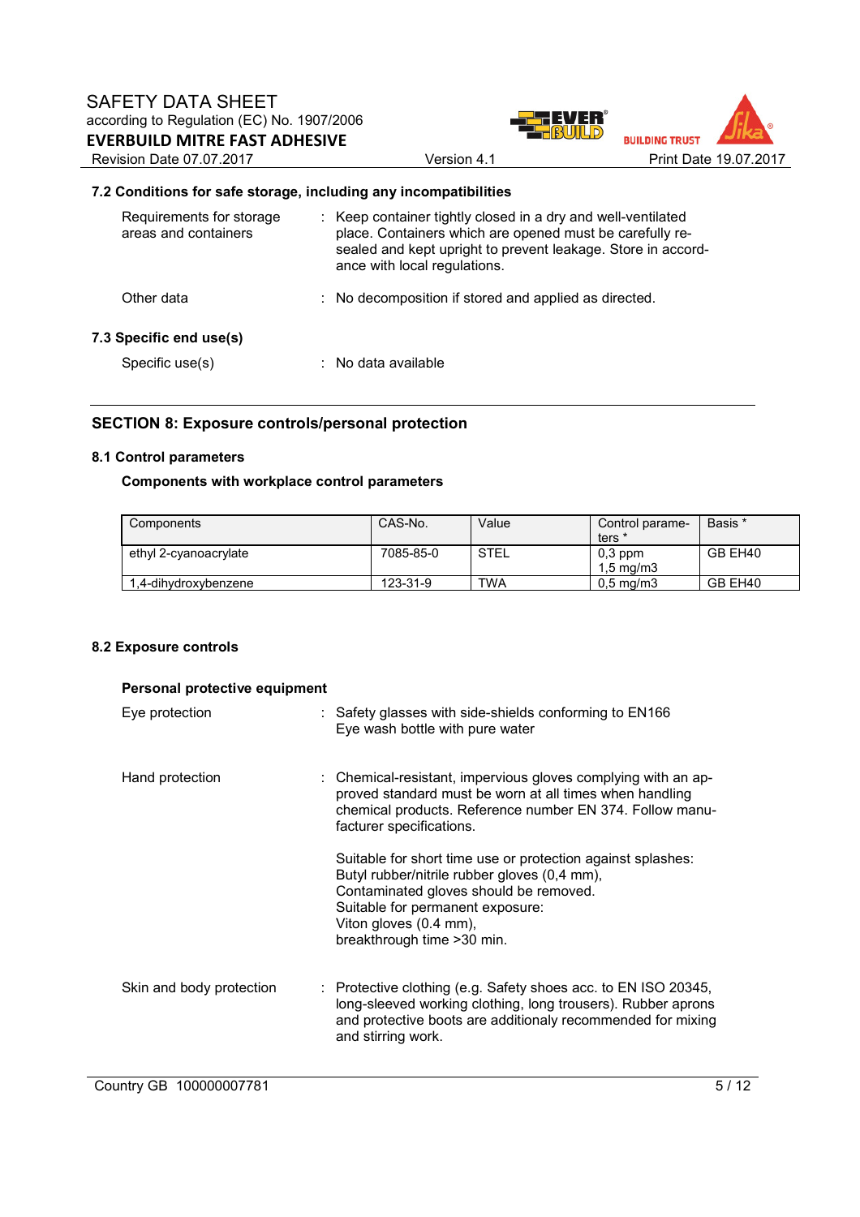### 7.2 Conditions for safe storage, including any incompatibilities

Requirements for storage areas and containers : Keep container tightly closed in a dry and well-ventilated place. Containers which are opened must be carefully re-sealed and kept upright to prevent leakage. Store in accordance with local regulations.

Other data : No decomposition if stored and applied as directed.

### 7.3 Specific end use(s)

Specific use(s) : No data available

## SECTION 8: Exposure controls/personal protection

### 8.1 Control parameters

**Components with workplace control parameters**

| Components | CAS-No. | Value | Control parameters * | Basis * |
|---|---|---|---|---|
| ethyl 2-cyanoacrylate | 7085-85-0 | STEL | 0,3 ppm<br>1,5 mg/m3 | GB EH40 |
| 1,4-dihydroxybenzene | 123-31-9 | TWA | 0,5 mg/m3 | GB EH40 |

### 8.2 Exposure controls

**Personal protective equipment**

Eye protection : Safety glasses with side-shields conforming to EN166
Eye wash bottle with pure water

Hand protection : Chemical-resistant, impervious gloves complying with an approved standard must be worn at all times when handling chemical products. Reference number EN 374. Follow manufacturer specifications.

Suitable for short time use or protection against splashes:
Butyl rubber/nitrile rubber gloves (0,4 mm),
Contaminated gloves should be removed.
Suitable for permanent exposure:
Viton gloves (0.4 mm),
breakthrough time >30 min.

Skin and body protection : Protective clothing (e.g. Safety shoes acc. to EN ISO 20345, long-sleeved working clothing, long trousers). Rubber aprons and protective boots are additionaly recommended for mixing and stirring work.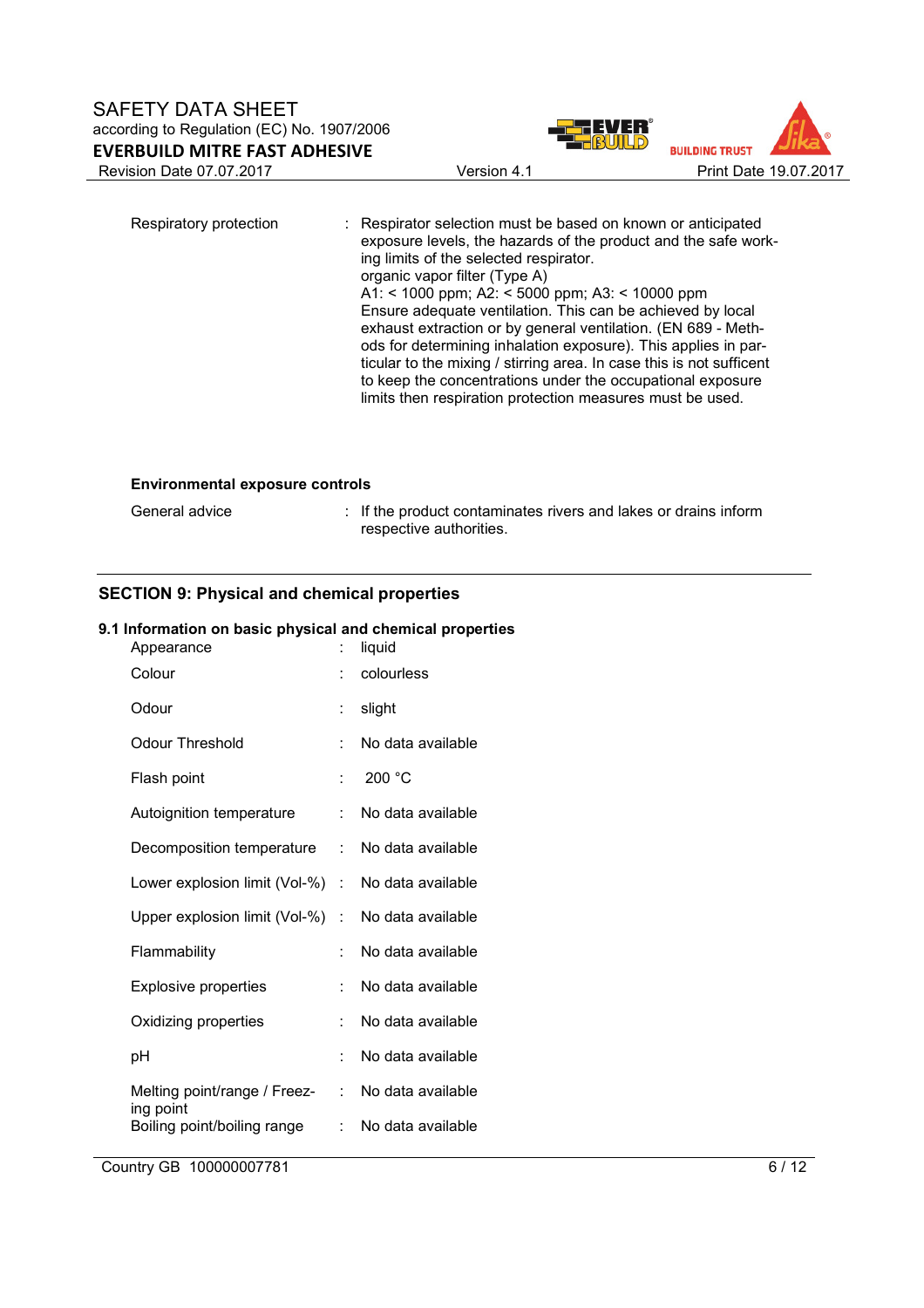| | | |
|---|---|---|
| Respiratory protection | : | Respirator selection must be based on known or anticipated exposure levels, the hazards of the product and the safe working limits of the selected respirator.<br>organic vapor filter (Type A)<br>A1: < 1000 ppm; A2: < 5000 ppm; A3: < 10000 ppm<br>Ensure adequate ventilation. This can be achieved by local exhaust extraction or by general ventilation. (EN 689 - Methods for determining inhalation exposure). This applies in particular to the mixing / stirring area. In case this is not sufficent to keep the concentrations under the occupational exposure limits then respiration protection measures must be used. |

**Environmental exposure controls**

| | | |
|---|---|---|
| General advice | : | If the product contaminates rivers and lakes or drains inform respective authorities. |

## SECTION 9: Physical and chemical properties

### 9.1 Information on basic physical and chemical properties

| | | |
|---|---|---|
| Appearance | : | liquid |
| Colour | : | colourless |
| Odour | : | slight |
| Odour Threshold | : | No data available |
| Flash point | : | 200 °C |
| Autoignition temperature | : | No data available |
| Decomposition temperature | : | No data available |
| Lower explosion limit (Vol-%) | : | No data available |
| Upper explosion limit (Vol-%) | : | No data available |
| Flammability | : | No data available |
| Explosive properties | : | No data available |
| Oxidizing properties | : | No data available |
| pH | : | No data available |
| Melting point/range / Freezing point | : | No data available |
| Boiling point/boiling range | : | No data available |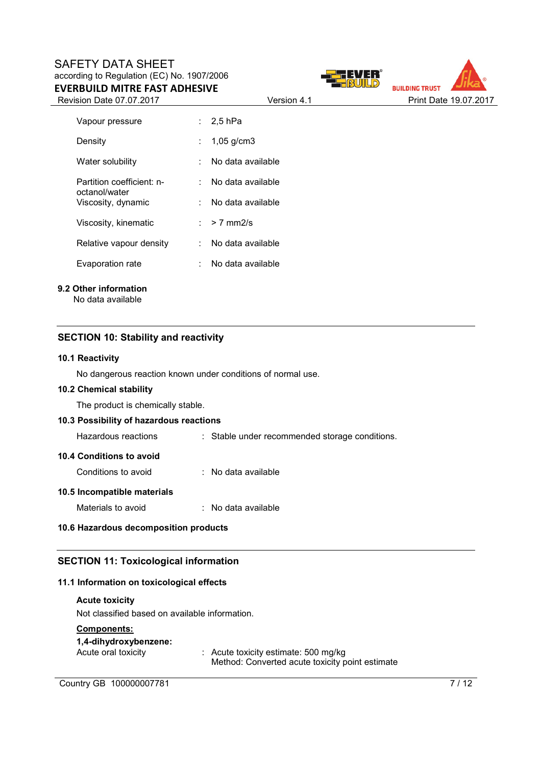| | | |
|---|---|---|
| Vapour pressure | : | 2,5 hPa |
| Density | : | 1,05 g/cm3 |
| Water solubility | : | No data available |
| Partition coefficient: n-octanol/water | : | No data available |
| Viscosity, dynamic | : | No data available |
| Viscosity, kinematic | : | > 7 mm2/s |
| Relative vapour density | : | No data available |
| Evaporation rate | : | No data available |

**9.2 Other information**

No data available

## SECTION 10: Stability and reactivity

**10.1 Reactivity**

No dangerous reaction known under conditions of normal use.

**10.2 Chemical stability**

The product is chemically stable.

**10.3 Possibility of hazardous reactions**

Hazardous reactions : Stable under recommended storage conditions.

**10.4 Conditions to avoid**

Conditions to avoid : No data available

**10.5 Incompatible materials**

Materials to avoid : No data available

**10.6 Hazardous decomposition products**

## SECTION 11: Toxicological information

**11.1 Information on toxicological effects**

**Acute toxicity**

Not classified based on available information.

**Components:**

**1,4-dihydroxybenzene:**

Acute oral toxicity : Acute toxicity estimate: 500 mg/kg
Method: Converted acute toxicity point estimate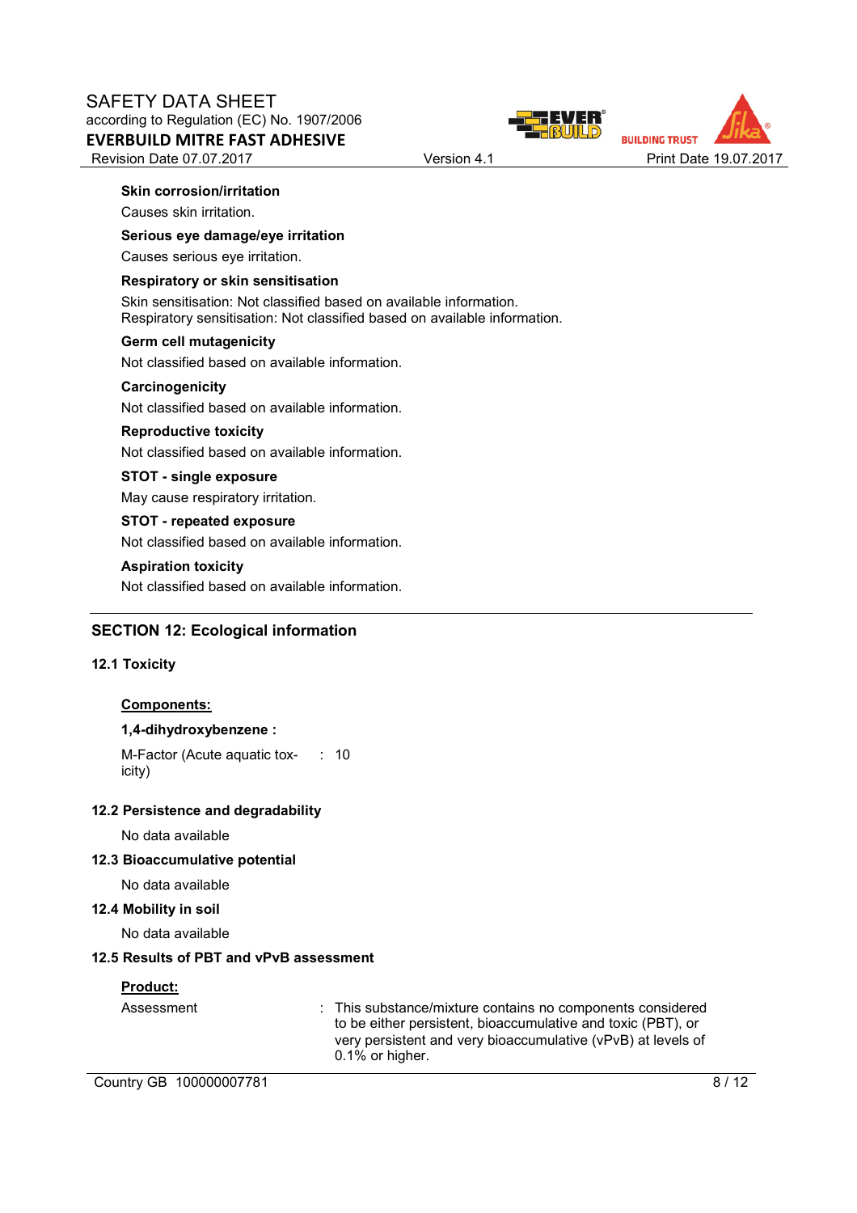**Skin corrosion/irritation**

Causes skin irritation.

**Serious eye damage/eye irritation**

Causes serious eye irritation.

**Respiratory or skin sensitisation**

Skin sensitisation: Not classified based on available information.
Respiratory sensitisation: Not classified based on available information.

**Germ cell mutagenicity**

Not classified based on available information.

**Carcinogenicity**

Not classified based on available information.

**Reproductive toxicity**

Not classified based on available information.

**STOT - single exposure**

May cause respiratory irritation.

**STOT - repeated exposure**

Not classified based on available information.

**Aspiration toxicity**

Not classified based on available information.

## SECTION 12: Ecological information

### 12.1 Toxicity

**Components:**

**1,4-dihydroxybenzene :**

M-Factor (Acute aquatic toxicity) : 10

### 12.2 Persistence and degradability

No data available

### 12.3 Bioaccumulative potential

No data available

### 12.4 Mobility in soil

No data available

### 12.5 Results of PBT and vPvB assessment

**Product:**

Assessment : This substance/mixture contains no components considered to be either persistent, bioaccumulative and toxic (PBT), or very persistent and very bioaccumulative (vPvB) at levels of 0.1% or higher.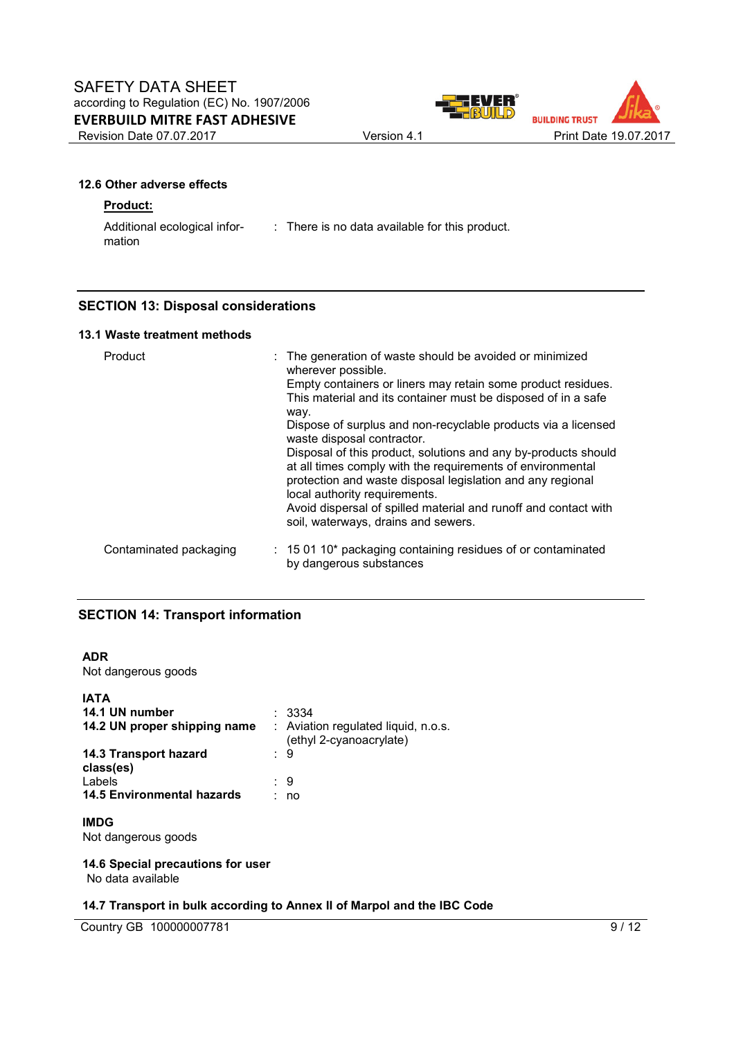### 12.6 Other adverse effects

**Product:**

Additional ecological information : There is no data available for this product.

## SECTION 13: Disposal considerations

### 13.1 Waste treatment methods

| | |
|---|---|
| Product | : The generation of waste should be avoided or minimized wherever possible.<br>Empty containers or liners may retain some product residues.<br>This material and its container must be disposed of in a safe way.<br>Dispose of surplus and non-recyclable products via a licensed waste disposal contractor.<br>Disposal of this product, solutions and any by-products should at all times comply with the requirements of environmental protection and waste disposal legislation and any regional local authority requirements.<br>Avoid dispersal of spilled material and runoff and contact with soil, waterways, drains and sewers. |
| Contaminated packaging | : 15 01 10* packaging containing residues of or contaminated by dangerous substances |

## SECTION 14: Transport information

**ADR**
Not dangerous goods

**IATA**

| | |
|---|---|
| **14.1 UN number** | : 3334 |
| **14.2 UN proper shipping name** | : Aviation regulated liquid, n.o.s. (ethyl 2-cyanoacrylate) |
| **14.3 Transport hazard class(es)** | : 9 |
| Labels | : 9 |
| **14.5 Environmental hazards** | : no |

**IMDG**
Not dangerous goods

**14.6 Special precautions for user**
No data available

**14.7 Transport in bulk according to Annex II of Marpol and the IBC Code**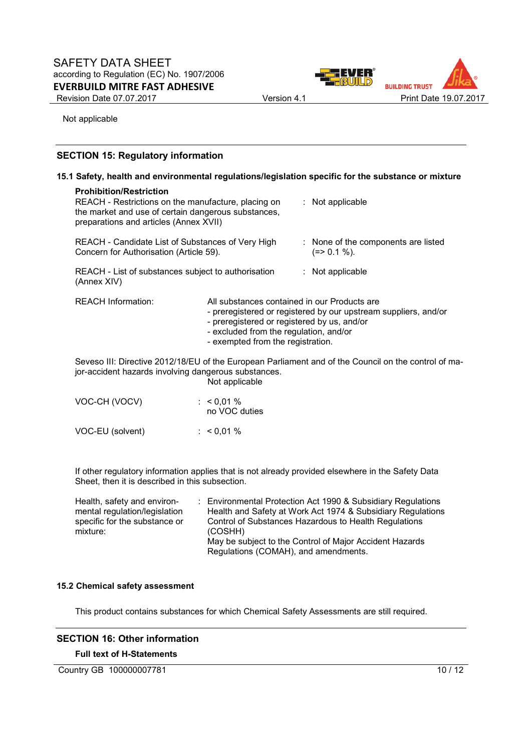Not applicable

## SECTION 15: Regulatory information

### 15.1 Safety, health and environmental regulations/legislation specific for the substance or mixture

**Prohibition/Restriction**

| | | |
|---|---|---|
| REACH - Restrictions on the manufacture, placing on the market and use of certain dangerous substances, preparations and articles (Annex XVII) | : | Not applicable |
| REACH - Candidate List of Substances of Very High Concern for Authorisation (Article 59). | : | None of the components are listed (=> 0.1 %). |
| REACH - List of substances subject to authorisation (Annex XIV) | : | Not applicable |

REACH Information: All substances contained in our Products are
- preregistered or registered by our upstream suppliers, and/or
- preregistered or registered by us, and/or
- excluded from the regulation, and/or
- exempted from the registration.

Seveso III: Directive 2012/18/EU of the European Parliament and of the Council on the control of major-accident hazards involving dangerous substances.
Not applicable

| | | |
|---|---|---|
| VOC-CH (VOCV) | : | < 0,01 %<br>no VOC duties |
| VOC-EU (solvent) | : | < 0,01 % |

If other regulatory information applies that is not already provided elsewhere in the Safety Data Sheet, then it is described in this subsection.

| | | |
|---|---|---|
| Health, safety and environmental regulation/legislation specific for the substance or mixture: | : | Environmental Protection Act 1990 & Subsidiary Regulations<br>Health and Safety at Work Act 1974 & Subsidiary Regulations<br>Control of Substances Hazardous to Health Regulations (COSHH)<br>May be subject to the Control of Major Accident Hazards Regulations (COMAH), and amendments. |

### 15.2 Chemical safety assessment

This product contains substances for which Chemical Safety Assessments are still required.

## SECTION 16: Other information

**Full text of H-Statements**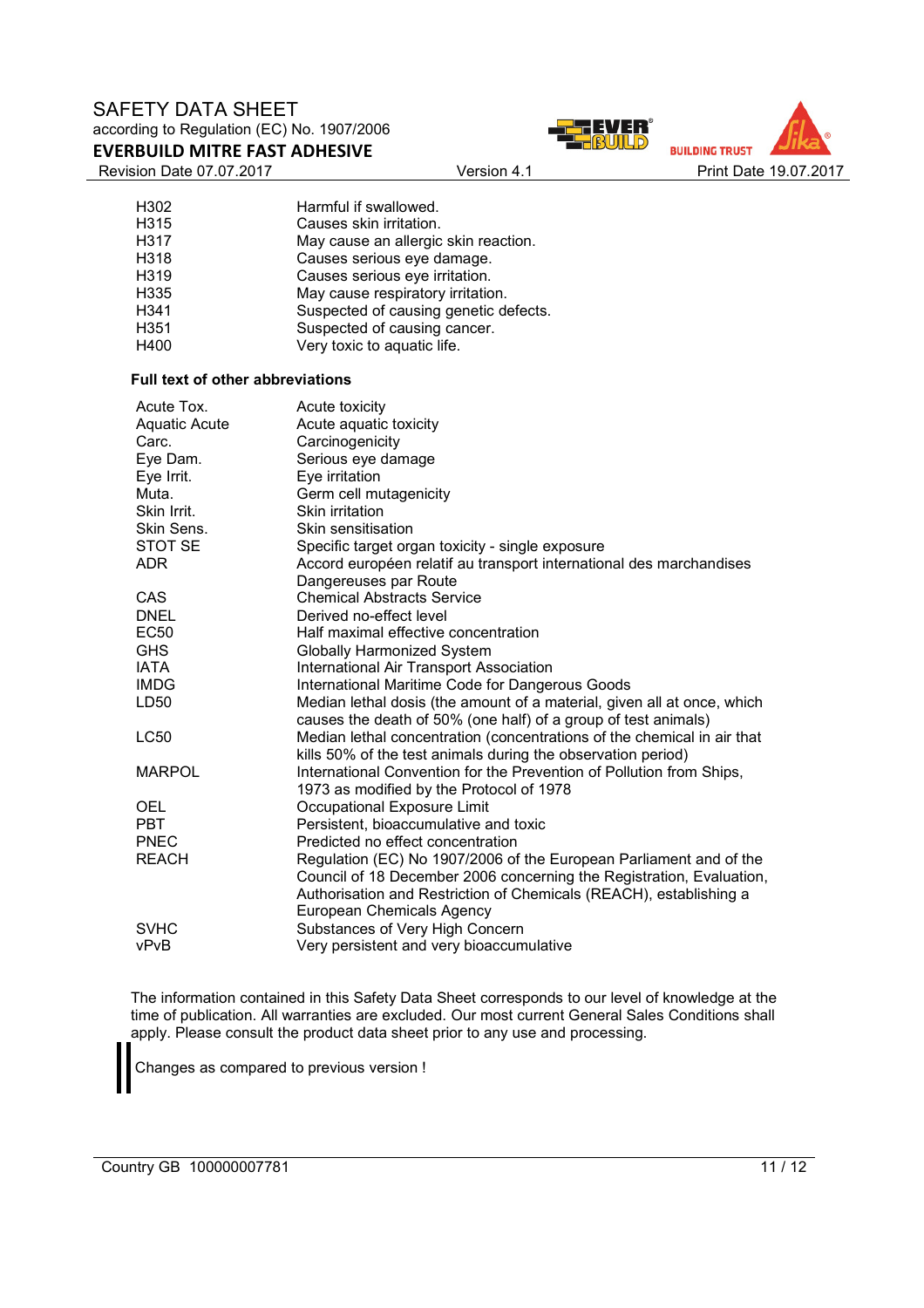| | |
|---|---|
| H302 | Harmful if swallowed. |
| H315 | Causes skin irritation. |
| H317 | May cause an allergic skin reaction. |
| H318 | Causes serious eye damage. |
| H319 | Causes serious eye irritation. |
| H335 | May cause respiratory irritation. |
| H341 | Suspected of causing genetic defects. |
| H351 | Suspected of causing cancer. |
| H400 | Very toxic to aquatic life. |

**Full text of other abbreviations**

| | |
|---|---|
| Acute Tox. | Acute toxicity |
| Aquatic Acute | Acute aquatic toxicity |
| Carc. | Carcinogenicity |
| Eye Dam. | Serious eye damage |
| Eye Irrit. | Eye irritation |
| Muta. | Germ cell mutagenicity |
| Skin Irrit. | Skin irritation |
| Skin Sens. | Skin sensitisation |
| STOT SE | Specific target organ toxicity - single exposure |
| ADR | Accord européen relatif au transport international des marchandises Dangereuses par Route |
| CAS | Chemical Abstracts Service |
| DNEL | Derived no-effect level |
| EC50 | Half maximal effective concentration |
| GHS | Globally Harmonized System |
| IATA | International Air Transport Association |
| IMDG | International Maritime Code for Dangerous Goods |
| LD50 | Median lethal dosis (the amount of a material, given all at once, which causes the death of 50% (one half) of a group of test animals) |
| LC50 | Median lethal concentration (concentrations of the chemical in air that kills 50% of the test animals during the observation period) |
| MARPOL | International Convention for the Prevention of Pollution from Ships, 1973 as modified by the Protocol of 1978 |
| OEL | Occupational Exposure Limit |
| PBT | Persistent, bioaccumulative and toxic |
| PNEC | Predicted no effect concentration |
| REACH | Regulation (EC) No 1907/2006 of the European Parliament and of the Council of 18 December 2006 concerning the Registration, Evaluation, Authorisation and Restriction of Chemicals (REACH), establishing a European Chemicals Agency |
| SVHC | Substances of Very High Concern |
| vPvB | Very persistent and very bioaccumulative |

The information contained in this Safety Data Sheet corresponds to our level of knowledge at the time of publication. All warranties are excluded. Our most current General Sales Conditions shall apply. Please consult the product data sheet prior to any use and processing.

Changes as compared to previous version !